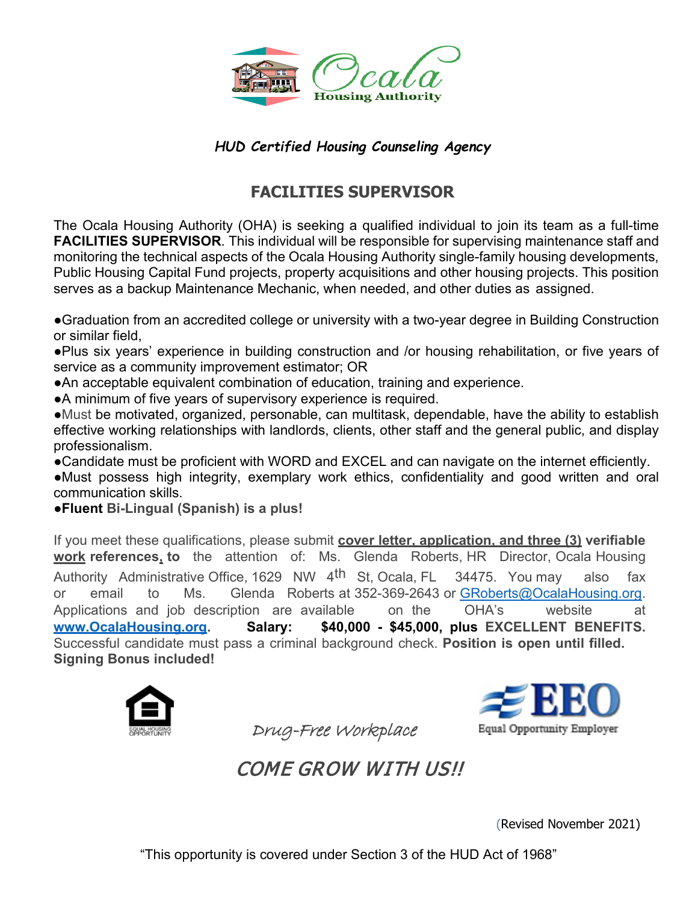Ocala Housing Authority

*HUD Certified Housing Counseling Agency*

## FACILITIES SUPERVISOR

The Ocala Housing Authority (OHA) is seeking a qualified individual to join its team as a full-time **FACILITIES SUPERVISOR**. This individual will be responsible for supervising maintenance staff and monitoring the technical aspects of the Ocala Housing Authority single-family housing developments, Public Housing Capital Fund projects, property acquisitions and other housing projects. This position serves as a backup Maintenance Mechanic, when needed, and other duties as assigned.

- Graduation from an accredited college or university with a two-year degree in Building Construction or similar field,
- Plus six years' experience in building construction and /or housing rehabilitation, or five years of service as a community improvement estimator; OR
- An acceptable equivalent combination of education, training and experience.
- A minimum of five years of supervisory experience is required.
- Must be motivated, organized, personable, can multitask, dependable, have the ability to establish effective working relationships with landlords, clients, other staff and the general public, and display professionalism.
- Candidate must be proficient with WORD and EXCEL and can navigate on the internet efficiently.
- Must possess high integrity, exemplary work ethics, confidentiality and good written and oral communication skills.
- **Fluent Bi-Lingual (Spanish) is a plus!**

If you meet these qualifications, please submit **cover letter, application, and three (3) verifiable work references, to** the attention of: Ms. Glenda Roberts, HR Director, Ocala Housing Authority Administrative Office, 1629 NW 4th St, Ocala, FL 34475. You may also fax or email to Ms. Glenda Roberts at 352-369-2643 or GRoberts@OcalaHousing.org. Applications and job description are available on the OHA's website at **www.OcalaHousing.org**. **Salary: $40,000 - $45,000, plus EXCELLENT BENEFITS.** Successful candidate must pass a criminal background check. **Position is open until filled.** **Signing Bonus included!**

EQUAL HOUSING OPPORTUNITY

*Drug-Free Workplace*

EEO Equal Opportunity Employer

*COME GROW WITH US!!*

(Revised November 2021)

"This opportunity is covered under Section 3 of the HUD Act of 1968"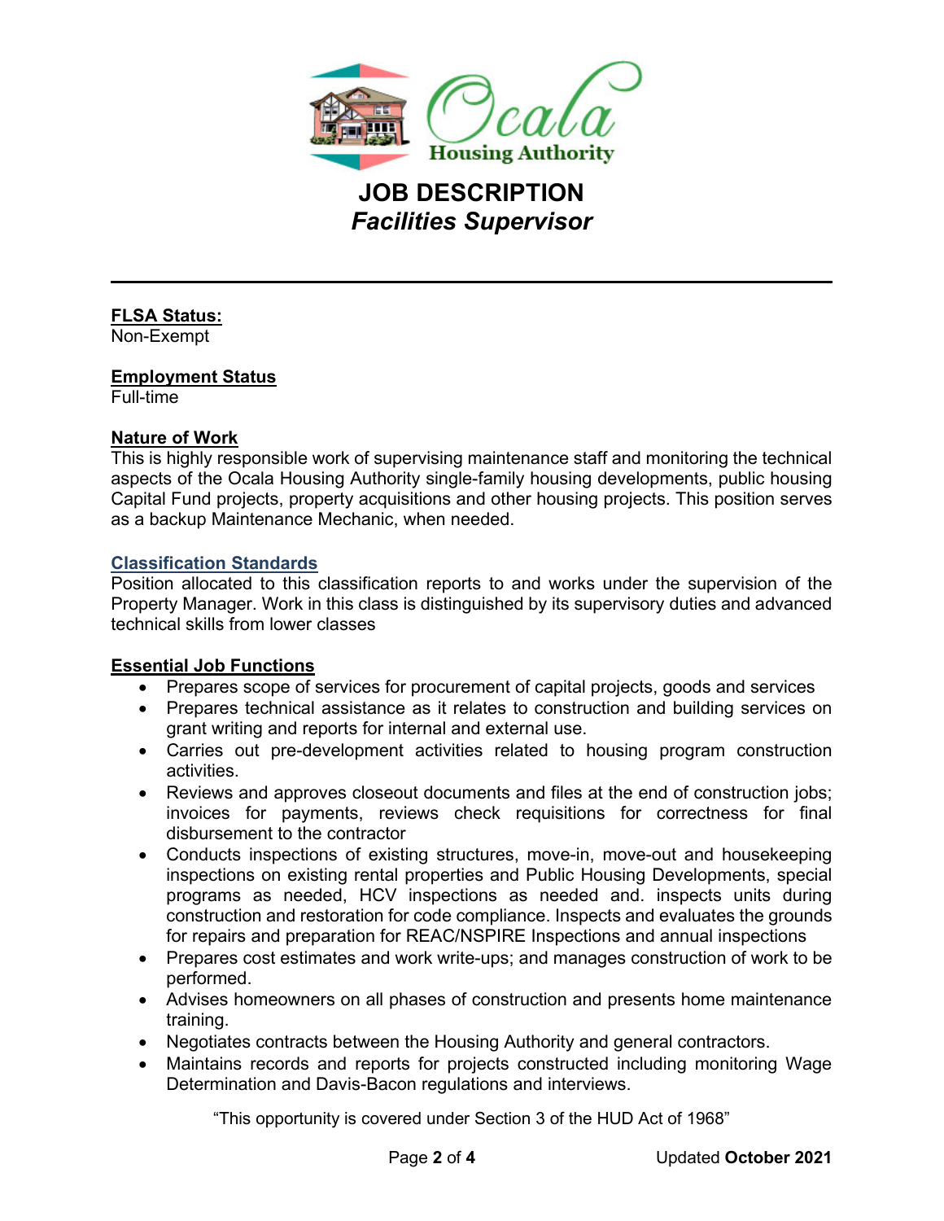# JOB DESCRIPTION

## *Facilities Supervisor*

---

**FLSA Status:**
Non-Exempt

**Employment Status**
Full-time

**Nature of Work**
This is highly responsible work of supervising maintenance staff and monitoring the technical aspects of the Ocala Housing Authority single-family housing developments, public housing Capital Fund projects, property acquisitions and other housing projects. This position serves as a backup Maintenance Mechanic, when needed.

**Classification Standards**
Position allocated to this classification reports to and works under the supervision of the Property Manager. Work in this class is distinguished by its supervisory duties and advanced technical skills from lower classes

**Essential Job Functions**

- Prepares scope of services for procurement of capital projects, goods and services
- Prepares technical assistance as it relates to construction and building services on grant writing and reports for internal and external use.
- Carries out pre-development activities related to housing program construction activities.
- Reviews and approves closeout documents and files at the end of construction jobs; invoices for payments, reviews check requisitions for correctness for final disbursement to the contractor
- Conducts inspections of existing structures, move-in, move-out and housekeeping inspections on existing rental properties and Public Housing Developments, special programs as needed, HCV inspections as needed and. inspects units during construction and restoration for code compliance. Inspects and evaluates the grounds for repairs and preparation for REAC/NSPIRE Inspections and annual inspections
- Prepares cost estimates and work write-ups; and manages construction of work to be performed.
- Advises homeowners on all phases of construction and presents home maintenance training.
- Negotiates contracts between the Housing Authority and general contractors.
- Maintains records and reports for projects constructed including monitoring Wage Determination and Davis-Bacon regulations and interviews.

"This opportunity is covered under Section 3 of the HUD Act of 1968"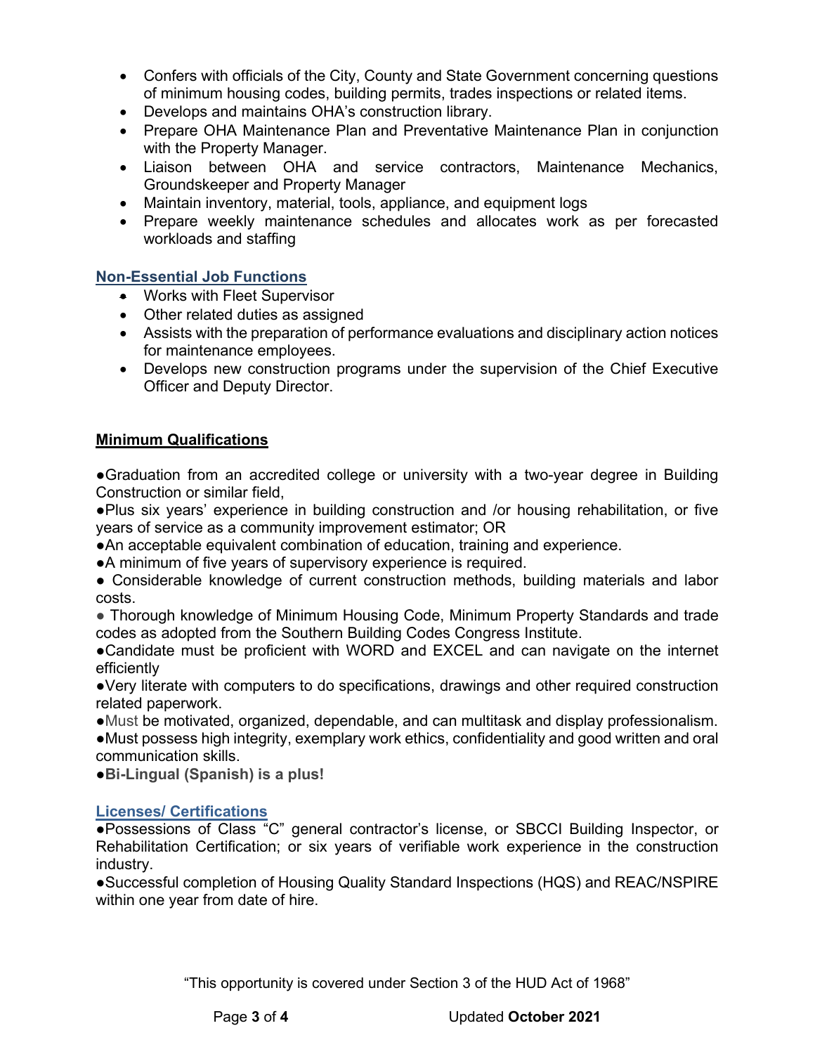- Confers with officials of the City, County and State Government concerning questions of minimum housing codes, building permits, trades inspections or related items.
- Develops and maintains OHA's construction library.
- Prepare OHA Maintenance Plan and Preventative Maintenance Plan in conjunction with the Property Manager.
- Liaison between OHA and service contractors, Maintenance Mechanics, Groundskeeper and Property Manager
- Maintain inventory, material, tools, appliance, and equipment logs
- Prepare weekly maintenance schedules and allocates work as per forecasted workloads and staffing

## Non-Essential Job Functions

- Works with Fleet Supervisor
- Other related duties as assigned
- Assists with the preparation of performance evaluations and disciplinary action notices for maintenance employees.
- Develops new construction programs under the supervision of the Chief Executive Officer and Deputy Director.

## Minimum Qualifications

●Graduation from an accredited college or university with a two-year degree in Building Construction or similar field,

●Plus six years' experience in building construction and /or housing rehabilitation, or five years of service as a community improvement estimator; OR

●An acceptable equivalent combination of education, training and experience.

●A minimum of five years of supervisory experience is required.

● Considerable knowledge of current construction methods, building materials and labor costs.

● Thorough knowledge of Minimum Housing Code, Minimum Property Standards and trade codes as adopted from the Southern Building Codes Congress Institute.

●Candidate must be proficient with WORD and EXCEL and can navigate on the internet efficiently

●Very literate with computers to do specifications, drawings and other required construction related paperwork.

●Must be motivated, organized, dependable, and can multitask and display professionalism.

●Must possess high integrity, exemplary work ethics, confidentiality and good written and oral communication skills.

●**Bi-Lingual (Spanish) is a plus!**

## Licenses/ Certifications

●Possessions of Class "C" general contractor's license, or SBCCI Building Inspector, or Rehabilitation Certification; or six years of verifiable work experience in the construction industry.

●Successful completion of Housing Quality Standard Inspections (HQS) and REAC/NSPIRE within one year from date of hire.

"This opportunity is covered under Section 3 of the HUD Act of 1968"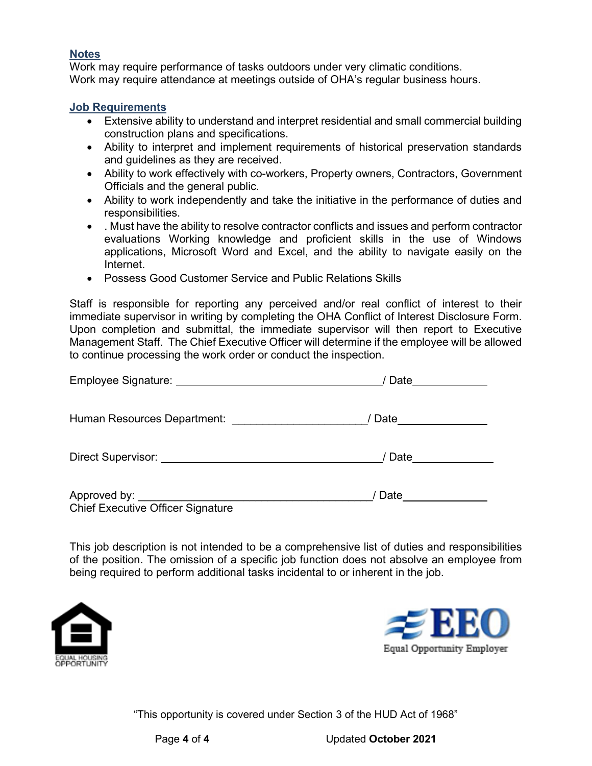## Notes

Work may require performance of tasks outdoors under very climatic conditions.
Work may require attendance at meetings outside of OHA's regular business hours.

## Job Requirements

- Extensive ability to understand and interpret residential and small commercial building construction plans and specifications.
- Ability to interpret and implement requirements of historical preservation standards and guidelines as they are received.
- Ability to work effectively with co-workers, Property owners, Contractors, Government Officials and the general public.
- Ability to work independently and take the initiative in the performance of duties and responsibilities.
- . Must have the ability to resolve contractor conflicts and issues and perform contractor evaluations Working knowledge and proficient skills in the use of Windows applications, Microsoft Word and Excel, and the ability to navigate easily on the Internet.
- Possess Good Customer Service and Public Relations Skills

Staff is responsible for reporting any perceived and/or real conflict of interest to their immediate supervisor in writing by completing the OHA Conflict of Interest Disclosure Form. Upon completion and submittal, the immediate supervisor will then report to Executive Management Staff. The Chief Executive Officer will determine if the employee will be allowed to continue processing the work order or conduct the inspection.

Employee Signature: ________________________________ / Date____________

Human Resources Department: _____________________ / Date______________

Direct Supervisor: ___________________________________ / Date_____________

Approved by: _____________________________________ / Date_____________
Chief Executive Officer Signature

This job description is not intended to be a comprehensive list of duties and responsibilities of the position. The omission of a specific job function does not absolve an employee from being required to perform additional tasks incidental to or inherent in the job.

EQUAL HOUSING OPPORTUNITY

EEO
Equal Opportunity Employer

"This opportunity is covered under Section 3 of the HUD Act of 1968"

Updated **October 2021**